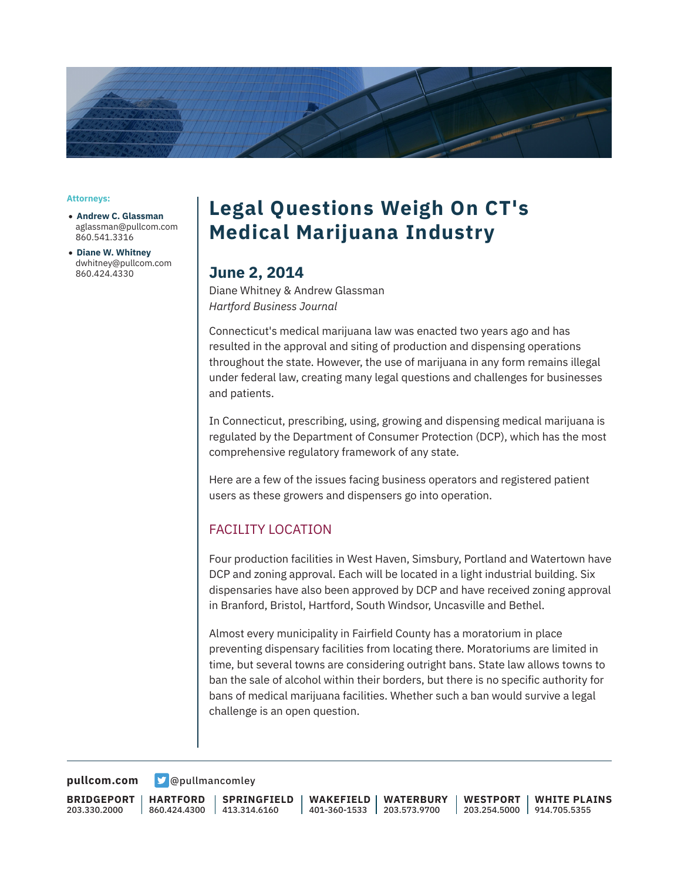**Attorneys:**

- **Andrew C. Glassman**
  aglassman@pullcom.com
  860.541.3316
- **Diane W. Whitney**
  dwhitney@pullcom.com
  860.424.4330

# Legal Questions Weigh On CT's Medical Marijuana Industry

## June 2, 2014

Diane Whitney & Andrew Glassman
*Hartford Business Journal*

Connecticut's medical marijuana law was enacted two years ago and has resulted in the approval and siting of production and dispensing operations throughout the state. However, the use of marijuana in any form remains illegal under federal law, creating many legal questions and challenges for businesses and patients.

In Connecticut, prescribing, using, growing and dispensing medical marijuana is regulated by the Department of Consumer Protection (DCP), which has the most comprehensive regulatory framework of any state.

Here are a few of the issues facing business operators and registered patient users as these growers and dispensers go into operation.

### FACILITY LOCATION

Four production facilities in West Haven, Simsbury, Portland and Watertown have DCP and zoning approval. Each will be located in a light industrial building. Six dispensaries have also been approved by DCP and have received zoning approval in Branford, Bristol, Hartford, South Windsor, Uncasville and Bethel.

Almost every municipality in Fairfield County has a moratorium in place preventing dispensary facilities from locating there. Moratoriums are limited in time, but several towns are considering outright bans. State law allows towns to ban the sale of alcohol within their borders, but there is no specific authority for bans of medical marijuana facilities. Whether such a ban would survive a legal challenge is an open question.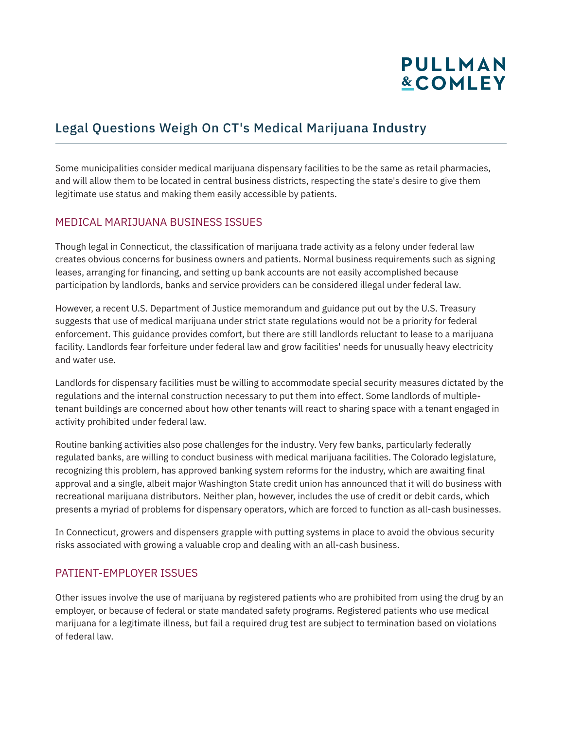## Legal Questions Weigh On CT's Medical Marijuana Industry

Some municipalities consider medical marijuana dispensary facilities to be the same as retail pharmacies, and will allow them to be located in central business districts, respecting the state's desire to give them legitimate use status and making them easily accessible by patients.

### MEDICAL MARIJUANA BUSINESS ISSUES

Though legal in Connecticut, the classification of marijuana trade activity as a felony under federal law creates obvious concerns for business owners and patients. Normal business requirements such as signing leases, arranging for financing, and setting up bank accounts are not easily accomplished because participation by landlords, banks and service providers can be considered illegal under federal law.

However, a recent U.S. Department of Justice memorandum and guidance put out by the U.S. Treasury suggests that use of medical marijuana under strict state regulations would not be a priority for federal enforcement. This guidance provides comfort, but there are still landlords reluctant to lease to a marijuana facility. Landlords fear forfeiture under federal law and grow facilities' needs for unusually heavy electricity and water use.

Landlords for dispensary facilities must be willing to accommodate special security measures dictated by the regulations and the internal construction necessary to put them into effect. Some landlords of multiple-tenant buildings are concerned about how other tenants will react to sharing space with a tenant engaged in activity prohibited under federal law.

Routine banking activities also pose challenges for the industry. Very few banks, particularly federally regulated banks, are willing to conduct business with medical marijuana facilities. The Colorado legislature, recognizing this problem, has approved banking system reforms for the industry, which are awaiting final approval and a single, albeit major Washington State credit union has announced that it will do business with recreational marijuana distributors. Neither plan, however, includes the use of credit or debit cards, which presents a myriad of problems for dispensary operators, which are forced to function as all-cash businesses.

In Connecticut, growers and dispensers grapple with putting systems in place to avoid the obvious security risks associated with growing a valuable crop and dealing with an all-cash business.

### PATIENT-EMPLOYER ISSUES

Other issues involve the use of marijuana by registered patients who are prohibited from using the drug by an employer, or because of federal or state mandated safety programs. Registered patients who use medical marijuana for a legitimate illness, but fail a required drug test are subject to termination based on violations of federal law.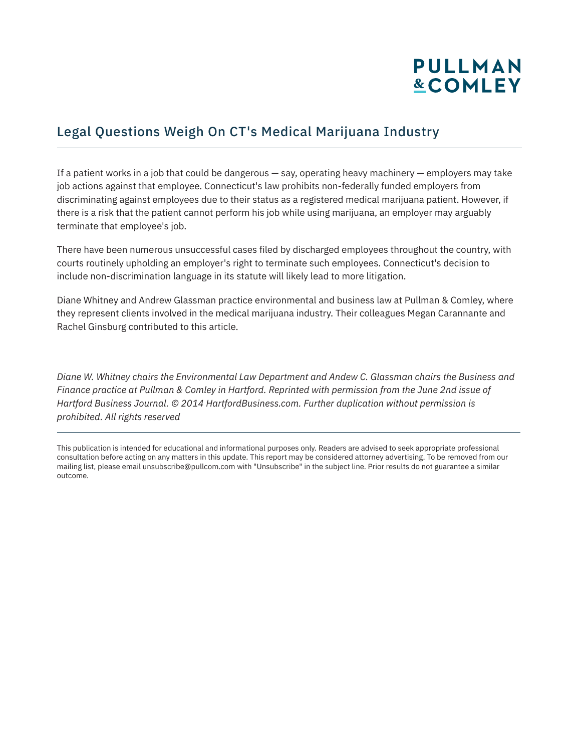## Legal Questions Weigh On CT's Medical Marijuana Industry

If a patient works in a job that could be dangerous — say, operating heavy machinery — employers may take job actions against that employee. Connecticut's law prohibits non-federally funded employers from discriminating against employees due to their status as a registered medical marijuana patient. However, if there is a risk that the patient cannot perform his job while using marijuana, an employer may arguably terminate that employee's job.

There have been numerous unsuccessful cases filed by discharged employees throughout the country, with courts routinely upholding an employer's right to terminate such employees. Connecticut's decision to include non-discrimination language in its statute will likely lead to more litigation.

Diane Whitney and Andrew Glassman practice environmental and business law at Pullman & Comley, where they represent clients involved in the medical marijuana industry. Their colleagues Megan Carannante and Rachel Ginsburg contributed to this article.

*Diane W. Whitney chairs the Environmental Law Department and Andew C. Glassman chairs the Business and Finance practice at Pullman & Comley in Hartford. Reprinted with permission from the June 2nd issue of Hartford Business Journal. © 2014 HartfordBusiness.com. Further duplication without permission is prohibited. All rights reserved*

---

This publication is intended for educational and informational purposes only. Readers are advised to seek appropriate professional consultation before acting on any matters in this update. This report may be considered attorney advertising. To be removed from our mailing list, please email unsubscribe@pullcom.com with "Unsubscribe" in the subject line. Prior results do not guarantee a similar outcome.